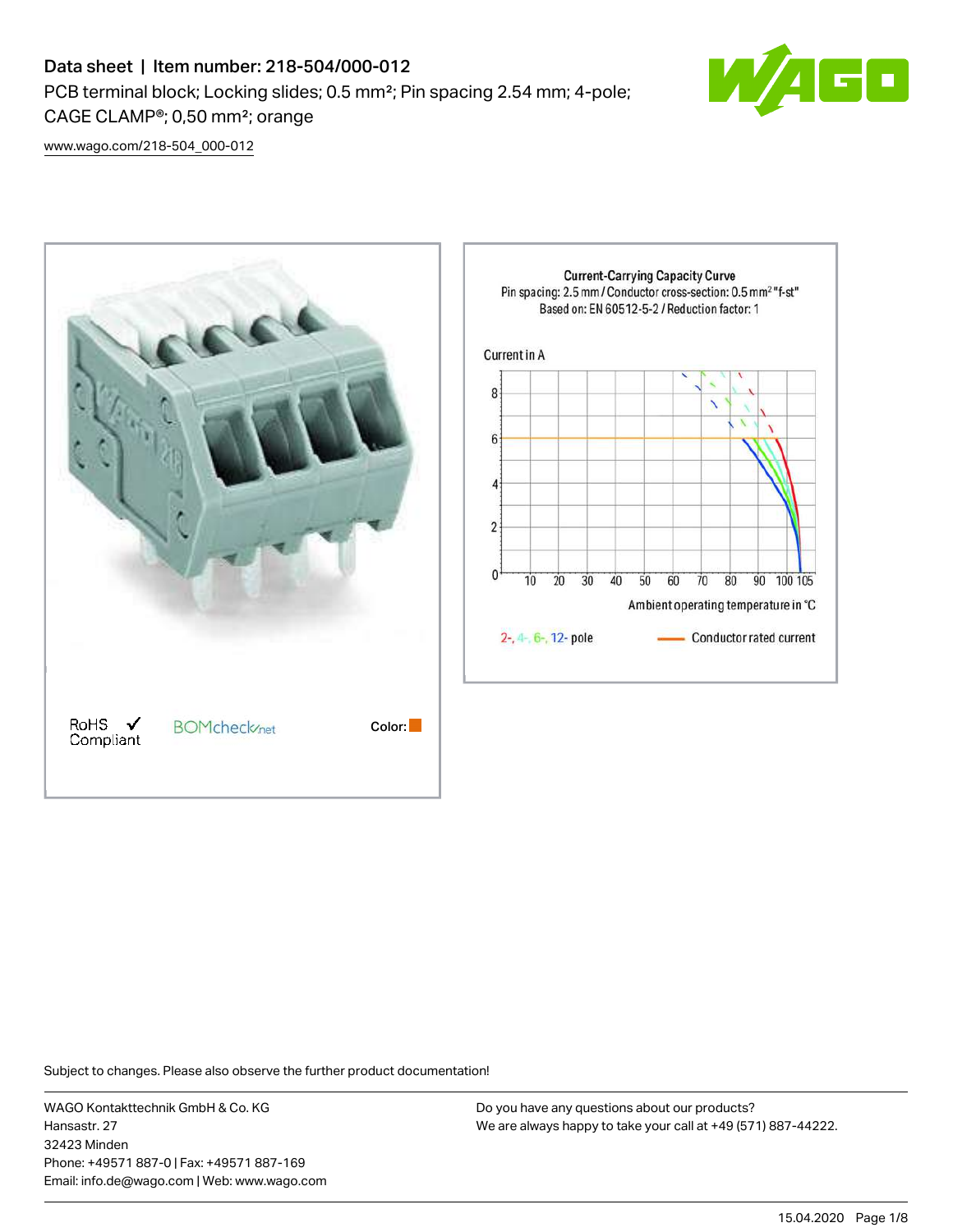# Data sheet | Item number: 218-504/000-012

PCB terminal block; Locking slides; 0.5 mm²; Pin spacing 2.54 mm; 4-pole; CAGE CLAMP®; 0,50 mm²; orange

www.wago.com/218-504_000-012

RoHS ✓ Compliant

BOMcheck.net

Color:

Current-Carrying Capacity Curve
Pin spacing: 2.5 mm / Conductor cross-section: 0.5 mm² "f-st"
Based on: EN 60512-5-2 / Reduction factor: 1

Current in A

Ambient operating temperature in °C

2-, 4-, 6-, 12- pole

Conductor rated current

Subject to changes. Please also observe the further product documentation!

WAGO Kontakttechnik GmbH & Co. KG
Hansastr. 27
32423 Minden
Phone: +49571 887-0 | Fax: +49571 887-169
Email: info.de@wago.com | Web: www.wago.com

Do you have any questions about our products?
We are always happy to take your call at +49 (571) 887-44222.

15.04.2020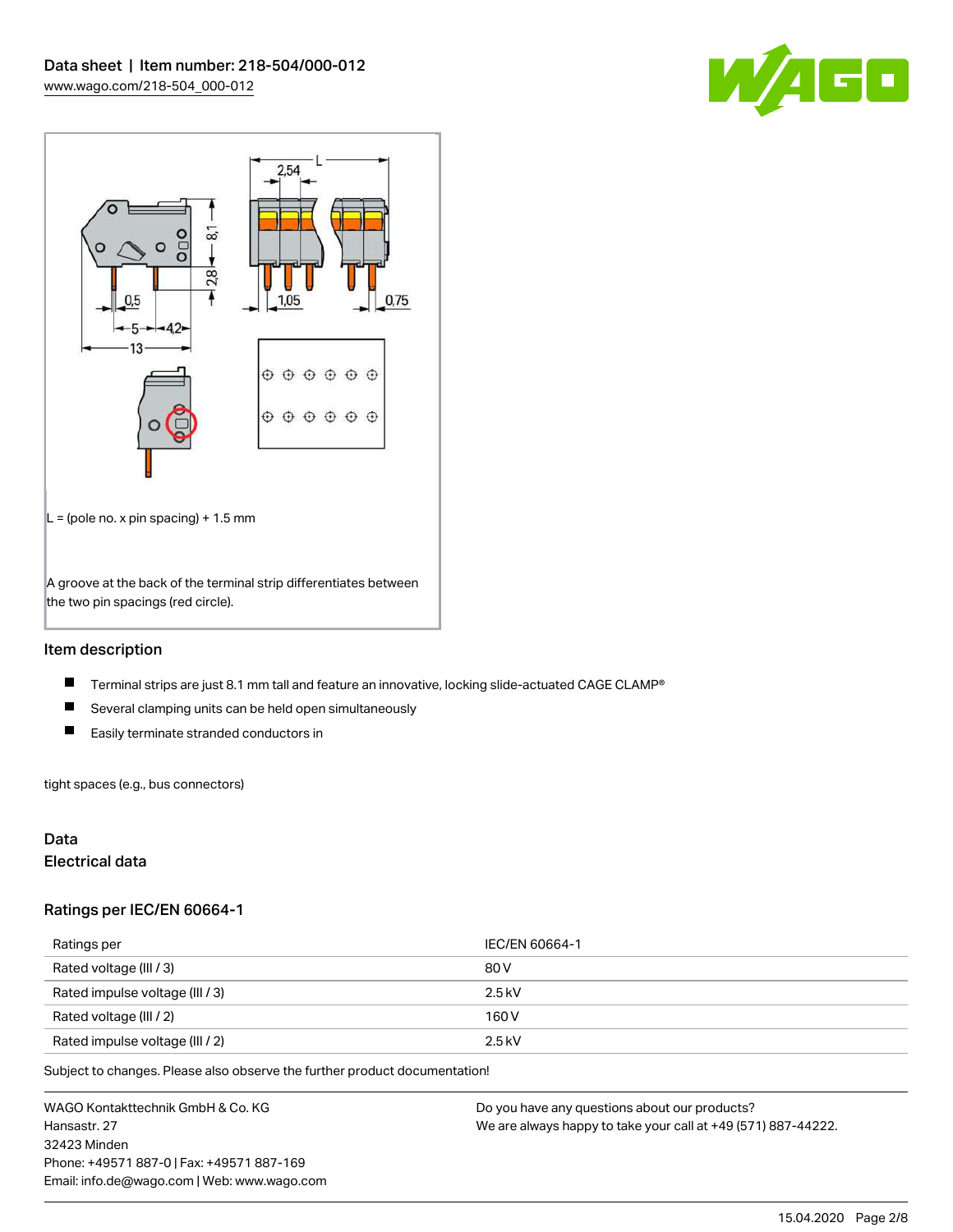L = (pole no. x pin spacing) + 1.5 mm

A groove at the back of the terminal strip differentiates between the two pin spacings (red circle).

## Item description

- Terminal strips are just 8.1 mm tall and feature an innovative, locking slide-actuated CAGE CLAMP®
- Several clamping units can be held open simultaneously
- Easily terminate stranded conductors in

tight spaces (e.g., bus connectors)

## Data

### Electrical data

### Ratings per IEC/EN 60664-1

| Ratings per | IEC/EN 60664-1 |
| --- | --- |
| Rated voltage (III / 3) | 80 V |
| Rated impulse voltage (III / 3) | 2.5 kV |
| Rated voltage (III / 2) | 160 V |
| Rated impulse voltage (III / 2) | 2.5 kV |

Subject to changes. Please also observe the further product documentation!

WAGO Kontakttechnik GmbH & Co. KG
Hansastr. 27
32423 Minden
Phone: +49571 887-0 | Fax: +49571 887-169
Email: info.de@wago.com | Web: www.wago.com

Do you have any questions about our products?
We are always happy to take your call at +49 (571) 887-44222.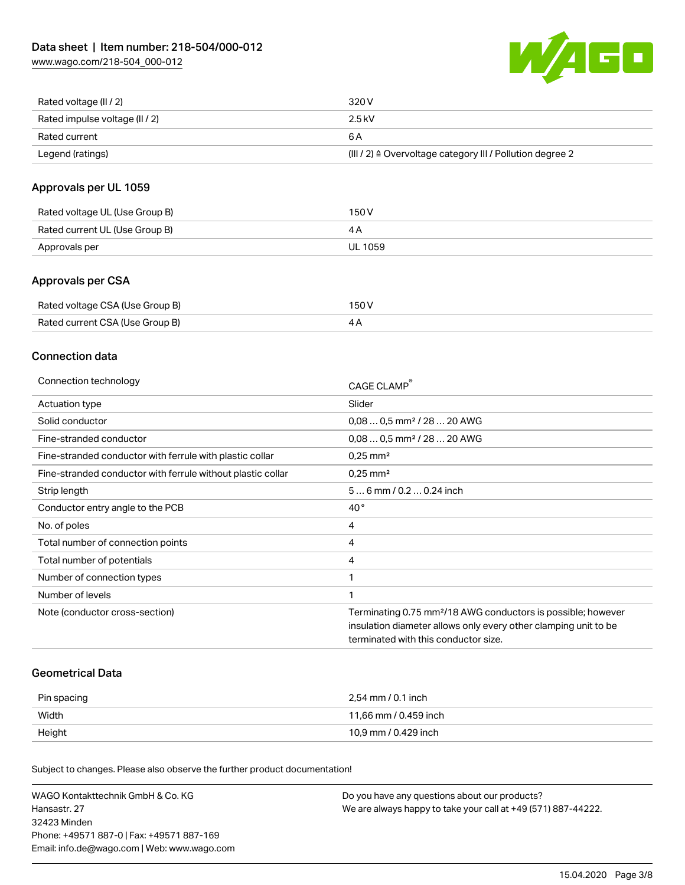| | |
|---|---|
| Rated voltage (II / 2) | 320 V |
| Rated impulse voltage (II / 2) | 2.5 kV |
| Rated current | 6 A |
| Legend (ratings) | (III / 2) ≙ Overvoltage category III / Pollution degree 2 |

## Approvals per UL 1059

| | |
|---|---|
| Rated voltage UL (Use Group B) | 150 V |
| Rated current UL (Use Group B) | 4 A |
| Approvals per | UL 1059 |

## Approvals per CSA

| | |
|---|---|
| Rated voltage CSA (Use Group B) | 150 V |
| Rated current CSA (Use Group B) | 4 A |

## Connection data

| | |
|---|---|
| Connection technology | CAGE CLAMP® |
| Actuation type | Slider |
| Solid conductor | 0,08 … 0,5 mm² / 28 … 20 AWG |
| Fine-stranded conductor | 0,08 … 0,5 mm² / 28 … 20 AWG |
| Fine-stranded conductor with ferrule with plastic collar | 0,25 mm² |
| Fine-stranded conductor with ferrule without plastic collar | 0,25 mm² |
| Strip length | 5 … 6 mm / 0.2 … 0.24 inch |
| Conductor entry angle to the PCB | 40 ° |
| No. of poles | 4 |
| Total number of connection points | 4 |
| Total number of potentials | 4 |
| Number of connection types | 1 |
| Number of levels | 1 |
| Note (conductor cross-section) | Terminating 0.75 mm²/18 AWG conductors is possible; however insulation diameter allows only every other clamping unit to be terminated with this conductor size. |

## Geometrical Data

| | |
|---|---|
| Pin spacing | 2,54 mm / 0.1 inch |
| Width | 11,66 mm / 0.459 inch |
| Height | 10,9 mm / 0.429 inch |

Subject to changes. Please also observe the further product documentation!

WAGO Kontakttechnik GmbH & Co. KG
Hansastr. 27
32423 Minden
Phone: +49571 887-0 | Fax: +49571 887-169
Email: info.de@wago.com | Web: www.wago.com

Do you have any questions about our products?
We are always happy to take your call at +49 (571) 887-44222.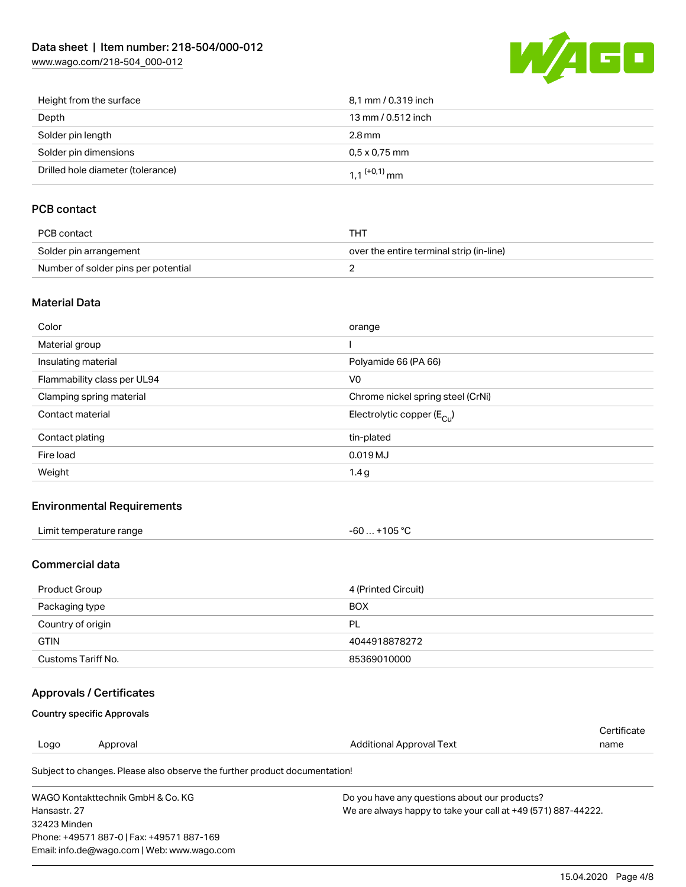| | |
|---|---|
| Height from the surface | 8,1 mm / 0.319 inch |
| Depth | 13 mm / 0.512 inch |
| Solder pin length | 2.8 mm |
| Solder pin dimensions | 0,5 x 0,75 mm |
| Drilled hole diameter (tolerance) | $1{,}1^{(+0{,}1)}$ mm |

## PCB contact

| | |
|---|---|
| PCB contact | THT |
| Solder pin arrangement | over the entire terminal strip (in-line) |
| Number of solder pins per potential | 2 |

## Material Data

| | |
|---|---|
| Color | orange |
| Material group | I |
| Insulating material | Polyamide 66 (PA 66) |
| Flammability class per UL94 | V0 |
| Clamping spring material | Chrome nickel spring steel (CrNi) |
| Contact material | Electrolytic copper ($E_{Cu}$) |
| Contact plating | tin-plated |
| Fire load | 0.019 MJ |
| Weight | 1.4 g |

## Environmental Requirements

| | |
|---|---|
| Limit temperature range | -60 … +105 °C |

## Commercial data

| | |
|---|---|
| Product Group | 4 (Printed Circuit) |
| Packaging type | BOX |
| Country of origin | PL |
| GTIN | 4044918878272 |
| Customs Tariff No. | 85369010000 |

## Approvals / Certificates

### Country specific Approvals

| Logo | Approval | Additional Approval Text | Certificate name |
|---|---|---|---|

Subject to changes. Please also observe the further product documentation!

WAGO Kontakttechnik GmbH & Co. KG
Hansastr. 27
32423 Minden
Phone: +49571 887-0 | Fax: +49571 887-169
Email: info.de@wago.com | Web: www.wago.com

Do you have any questions about our products?
We are always happy to take your call at +49 (571) 887-44222.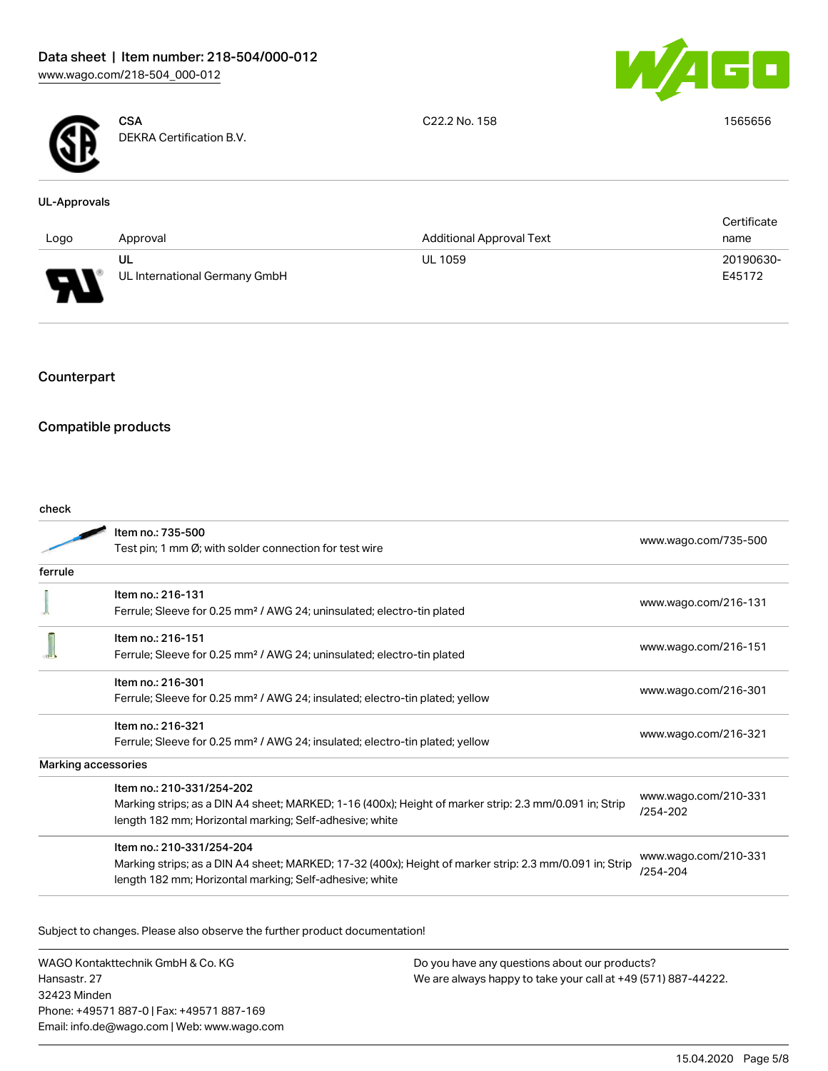| | CSA<br>DEKRA Certification B.V. | C22.2 No. 158 | 1565656 |
|---|---|---|---|

**UL-Approvals**

| Logo | Approval | Additional Approval Text | Certificate name |
|---|---|---|---|
| | UL<br>UL International Germany GmbH | UL 1059 | 20190630-E45172 |

## Counterpart

## Compatible products

**check**

| | | |
|---|---|---|
| | Item no.: 735-500<br>Test pin; 1 mm Ø; with solder connection for test wire | www.wago.com/735-500 |

**ferrule**

| | | |
|---|---|---|
| | Item no.: 216-131<br>Ferrule; Sleeve for 0.25 mm² / AWG 24; uninsulated; electro-tin plated | www.wago.com/216-131 |
| | Item no.: 216-151<br>Ferrule; Sleeve for 0.25 mm² / AWG 24; uninsulated; electro-tin plated | www.wago.com/216-151 |
| | Item no.: 216-301<br>Ferrule; Sleeve for 0.25 mm² / AWG 24; insulated; electro-tin plated; yellow | www.wago.com/216-301 |
| | Item no.: 216-321<br>Ferrule; Sleeve for 0.25 mm² / AWG 24; insulated; electro-tin plated; yellow | www.wago.com/216-321 |

**Marking accessories**

| | | |
|---|---|---|
| | Item no.: 210-331/254-202<br>Marking strips; as a DIN A4 sheet; MARKED; 1-16 (400x); Height of marker strip: 2.3 mm/0.091 in; Strip length 182 mm; Horizontal marking; Self-adhesive; white | www.wago.com/210-331/254-202 |
| | Item no.: 210-331/254-204<br>Marking strips; as a DIN A4 sheet; MARKED; 17-32 (400x); Height of marker strip: 2.3 mm/0.091 in; Strip length 182 mm; Horizontal marking; Self-adhesive; white | www.wago.com/210-331/254-204 |

Subject to changes. Please also observe the further product documentation!

WAGO Kontakttechnik GmbH & Co. KG
Hansastr. 27
32423 Minden
Phone: +49571 887-0 | Fax: +49571 887-169
Email: info.de@wago.com | Web: www.wago.com

Do you have any questions about our products?
We are always happy to take your call at +49 (571) 887-44222.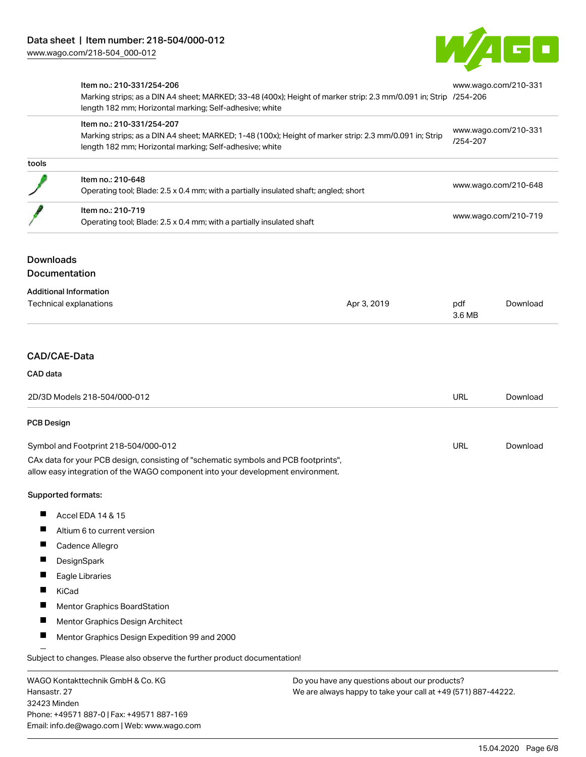| | | |
|---|---|---|
| | Item no.: 210-331/254-206<br>Marking strips; as a DIN A4 sheet; MARKED; 33-48 (400x); Height of marker strip: 2.3 mm/0.091 in; Strip length 182 mm; Horizontal marking; Self-adhesive; white | www.wago.com/210-331/254-206 |
| | Item no.: 210-331/254-207<br>Marking strips; as a DIN A4 sheet; MARKED; 1-48 (100x); Height of marker strip: 2.3 mm/0.091 in; Strip length 182 mm; Horizontal marking; Self-adhesive; white | www.wago.com/210-331/254-207 |
| tools | | |
| | Item no.: 210-648<br>Operating tool; Blade: 2.5 x 0.4 mm; with a partially insulated shaft; angled; short | www.wago.com/210-648 |
| | Item no.: 210-719<br>Operating tool; Blade: 2.5 x 0.4 mm; with a partially insulated shaft | www.wago.com/210-719 |

## Downloads

### Documentation

**Additional Information**

| | | | |
|---|---|---|---|
| Technical explanations | Apr 3, 2019 | pdf<br>3.6 MB | Download |

### CAD/CAE-Data

**CAD data**

| | | |
|---|---|---|
| 2D/3D Models 218-504/000-012 | URL | Download |

**PCB Design**

| | | |
|---|---|---|
| Symbol and Footprint 218-504/000-012 | URL | Download |

CAx data for your PCB design, consisting of "schematic symbols and PCB footprints", allow easy integration of the WAGO component into your development environment.

**Supported formats:**

- Accel EDA 14 & 15
- Altium 6 to current version
- Cadence Allegro
- DesignSpark
- Eagle Libraries
- KiCad
- Mentor Graphics BoardStation
- Mentor Graphics Design Architect
- Mentor Graphics Design Expedition 99 and 2000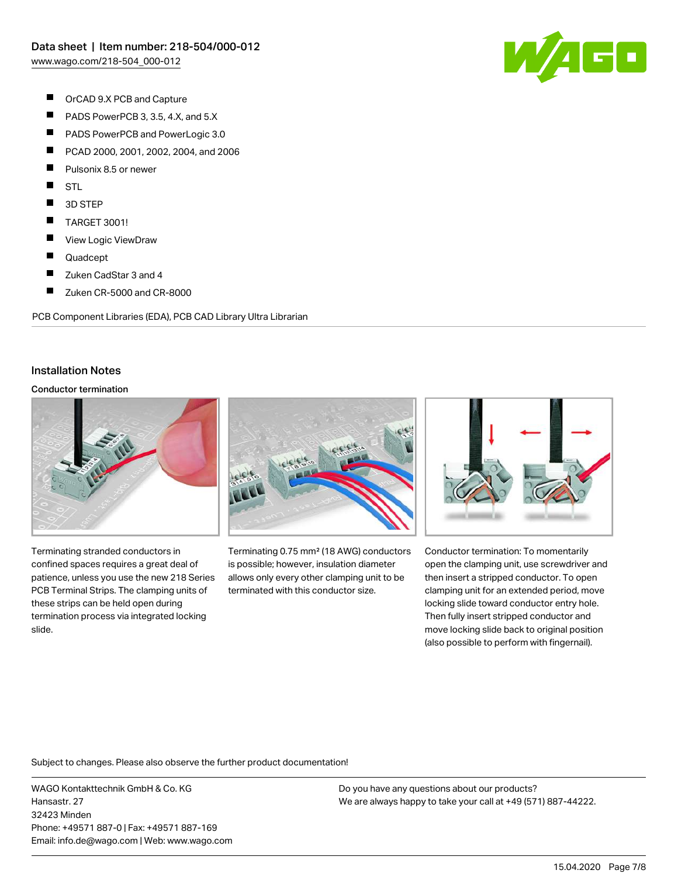- OrCAD 9.X PCB and Capture
- PADS PowerPCB 3, 3.5, 4.X, and 5.X
- PADS PowerPCB and PowerLogic 3.0
- PCAD 2000, 2001, 2002, 2004, and 2006
- Pulsonix 8.5 or newer
- STL
- 3D STEP
- TARGET 3001!
- View Logic ViewDraw
- Quadcept
- Zuken CadStar 3 and 4
- Zuken CR-5000 and CR-8000

PCB Component Libraries (EDA), PCB CAD Library Ultra Librarian

## Installation Notes

### Conductor termination

Terminating stranded conductors in confined spaces requires a great deal of patience, unless you use the new 218 Series PCB Terminal Strips. The clamping units of these strips can be held open during termination process via integrated locking slide.

Terminating 0.75 mm² (18 AWG) conductors is possible; however, insulation diameter allows only every other clamping unit to be terminated with this conductor size.

Conductor termination: To momentarily open the clamping unit, use screwdriver and then insert a stripped conductor. To open clamping unit for an extended period, move locking slide toward conductor entry hole. Then fully insert stripped conductor and move locking slide back to original position (also possible to perform with fingernail).

Subject to changes. Please also observe the further product documentation!

WAGO Kontakttechnik GmbH & Co. KG
Hansastr. 27
32423 Minden
Phone: +49571 887-0 | Fax: +49571 887-169
Email: info.de@wago.com | Web: www.wago.com

Do you have any questions about our products?
We are always happy to take your call at +49 (571) 887-44222.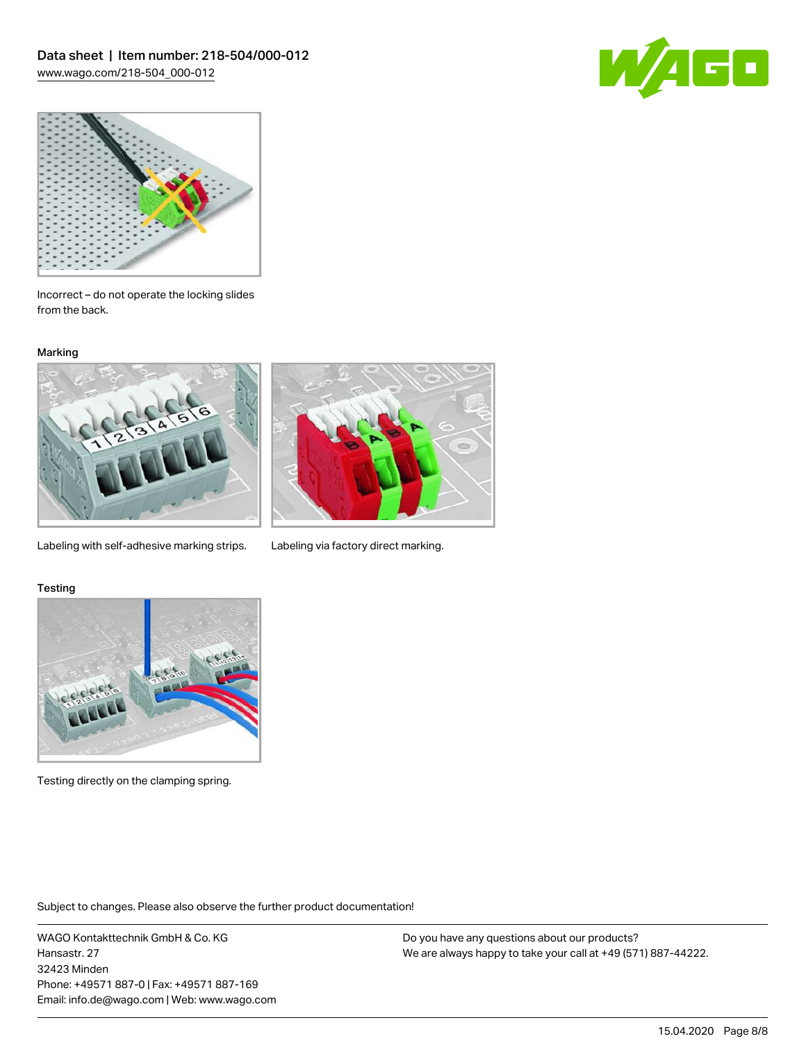Incorrect – do not operate the locking slides from the back.

## Marking

Labeling with self-adhesive marking strips.

Labeling via factory direct marking.

## Testing

Testing directly on the clamping spring.

Subject to changes. Please also observe the further product documentation!

WAGO Kontakttechnik GmbH & Co. KG
Hansastr. 27
32423 Minden
Phone: +49571 887-0 | Fax: +49571 887-169
Email: info.de@wago.com | Web: www.wago.com

Do you have any questions about our products?
We are always happy to take your call at +49 (571) 887-44222.